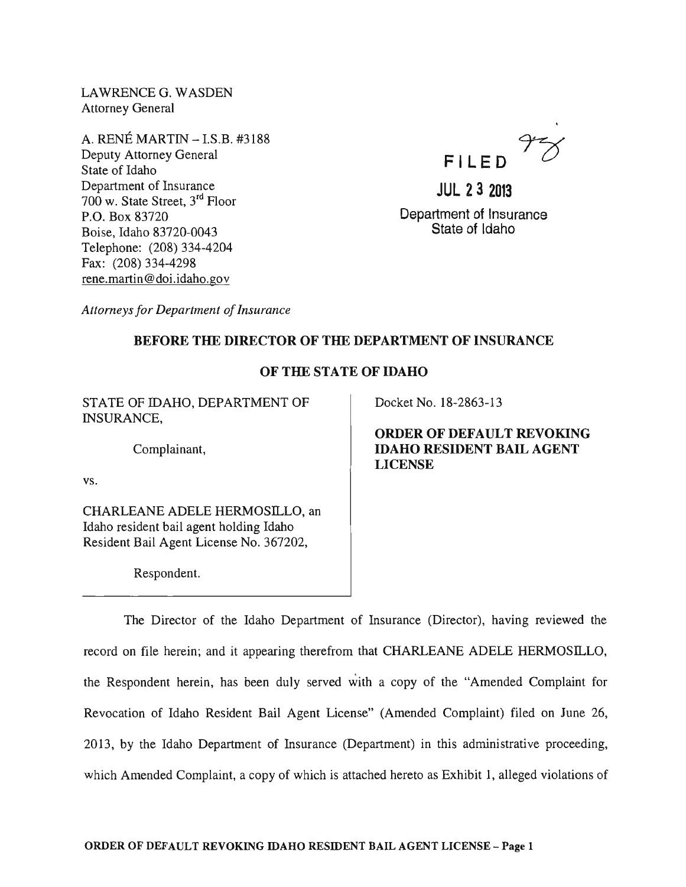LAWRENCE G. WASDEN
Attorney General

A. RENÉ MARTIN – I.S.B. #3188
Deputy Attorney General
State of Idaho
Department of Insurance
700 w. State Street, 3rd Floor
P.O. Box 83720
Boise, Idaho 83720-0043
Telephone: (208) 334-4204
Fax: (208) 334-4298
rene.martin@doi.idaho.gov

FILED

JUL 23 2013

Department of Insurance
State of Idaho

*Attorneys for Department of Insurance*

**BEFORE THE DIRECTOR OF THE DEPARTMENT OF INSURANCE**

**OF THE STATE OF IDAHO**

STATE OF IDAHO, DEPARTMENT OF INSURANCE,

Complainant,

vs.

CHARLEANE ADELE HERMOSILLO, an Idaho resident bail agent holding Idaho Resident Bail Agent License No. 367202,

Respondent.

Docket No. 18-2863-13

**ORDER OF DEFAULT REVOKING IDAHO RESIDENT BAIL AGENT LICENSE**

The Director of the Idaho Department of Insurance (Director), having reviewed the record on file herein; and it appearing therefrom that CHARLEANE ADELE HERMOSILLO, the Respondent herein, has been duly served with a copy of the "Amended Complaint for Revocation of Idaho Resident Bail Agent License" (Amended Complaint) filed on June 26, 2013, by the Idaho Department of Insurance (Department) in this administrative proceeding, which Amended Complaint, a copy of which is attached hereto as Exhibit 1, alleged violations of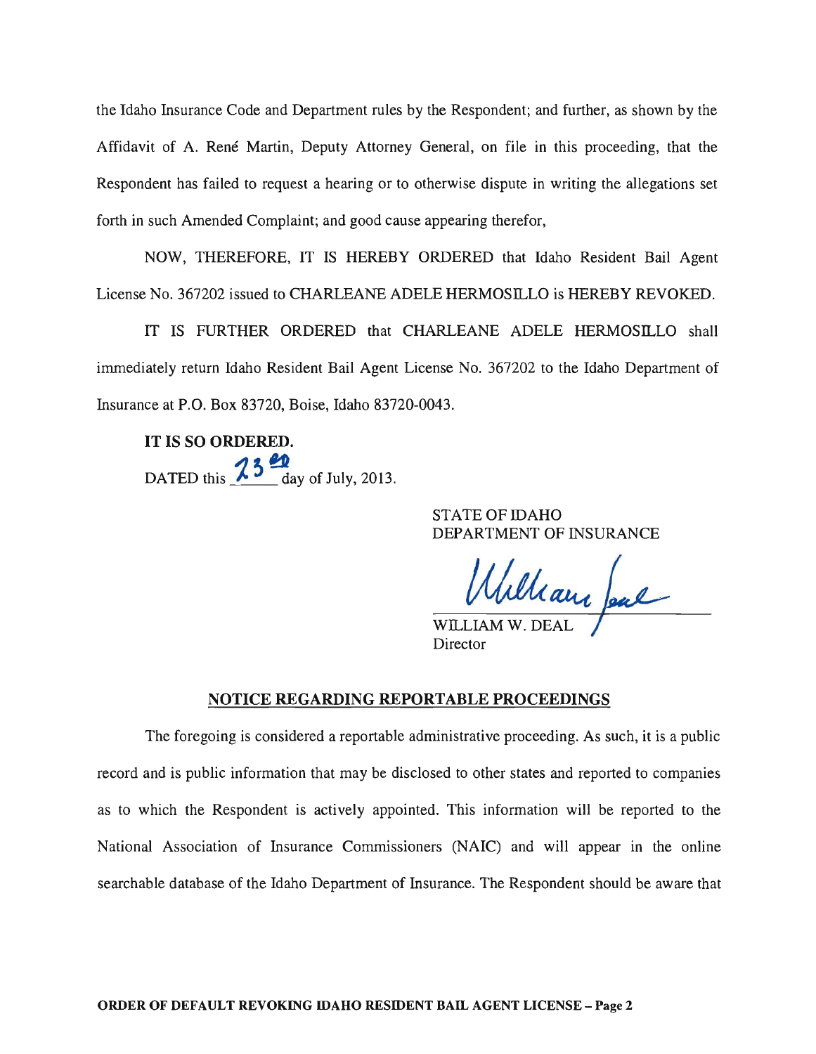the Idaho Insurance Code and Department rules by the Respondent; and further, as shown by the Affidavit of A. René Martin, Deputy Attorney General, on file in this proceeding, that the Respondent has failed to request a hearing or to otherwise dispute in writing the allegations set forth in such Amended Complaint; and good cause appearing therefor,

NOW, THEREFORE, IT IS HEREBY ORDERED that Idaho Resident Bail Agent License No. 367202 issued to CHARLEANE ADELE HERMOSILLO is HEREBY REVOKED.

IT IS FURTHER ORDERED that CHARLEANE ADELE HERMOSILLO shall immediately return Idaho Resident Bail Agent License No. 367202 to the Idaho Department of Insurance at P.O. Box 83720, Boise, Idaho 83720-0043.

**IT IS SO ORDERED.**

DATED this 23rd day of July, 2013.

STATE OF IDAHO
DEPARTMENT OF INSURANCE

William Deal

WILLIAM W. DEAL
Director

## NOTICE REGARDING REPORTABLE PROCEEDINGS

The foregoing is considered a reportable administrative proceeding. As such, it is a public record and is public information that may be disclosed to other states and reported to companies as to which the Respondent is actively appointed. This information will be reported to the National Association of Insurance Commissioners (NAIC) and will appear in the online searchable database of the Idaho Department of Insurance. The Respondent should be aware that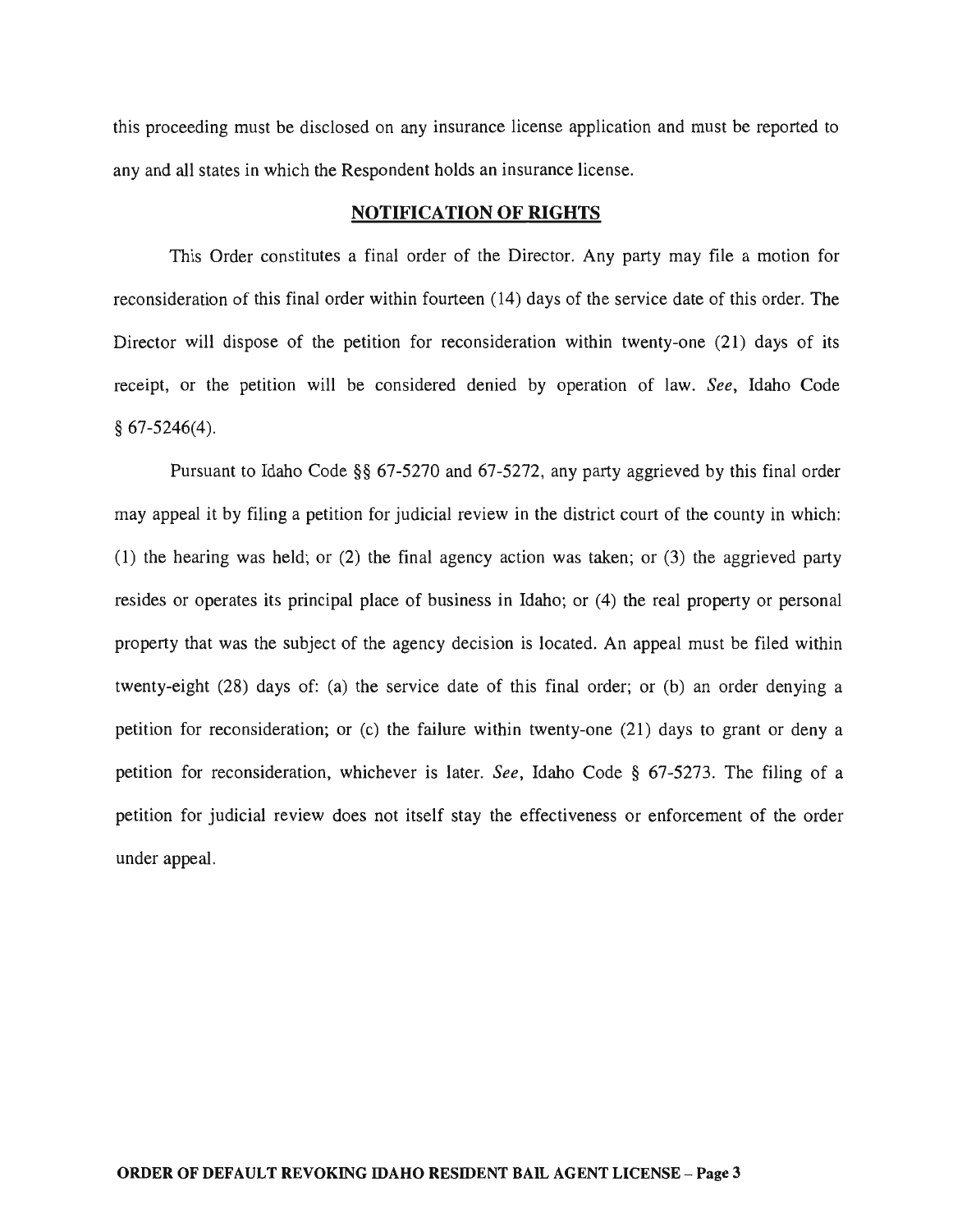this proceeding must be disclosed on any insurance license application and must be reported to any and all states in which the Respondent holds an insurance license.

## NOTIFICATION OF RIGHTS

This Order constitutes a final order of the Director. Any party may file a motion for reconsideration of this final order within fourteen (14) days of the service date of this order. The Director will dispose of the petition for reconsideration within twenty-one (21) days of its receipt, or the petition will be considered denied by operation of law. *See*, Idaho Code § 67-5246(4).

Pursuant to Idaho Code §§ 67-5270 and 67-5272, any party aggrieved by this final order may appeal it by filing a petition for judicial review in the district court of the county in which: (1) the hearing was held; or (2) the final agency action was taken; or (3) the aggrieved party resides or operates its principal place of business in Idaho; or (4) the real property or personal property that was the subject of the agency decision is located. An appeal must be filed within twenty-eight (28) days of: (a) the service date of this final order; or (b) an order denying a petition for reconsideration; or (c) the failure within twenty-one (21) days to grant or deny a petition for reconsideration, whichever is later. *See*, Idaho Code § 67-5273. The filing of a petition for judicial review does not itself stay the effectiveness or enforcement of the order under appeal.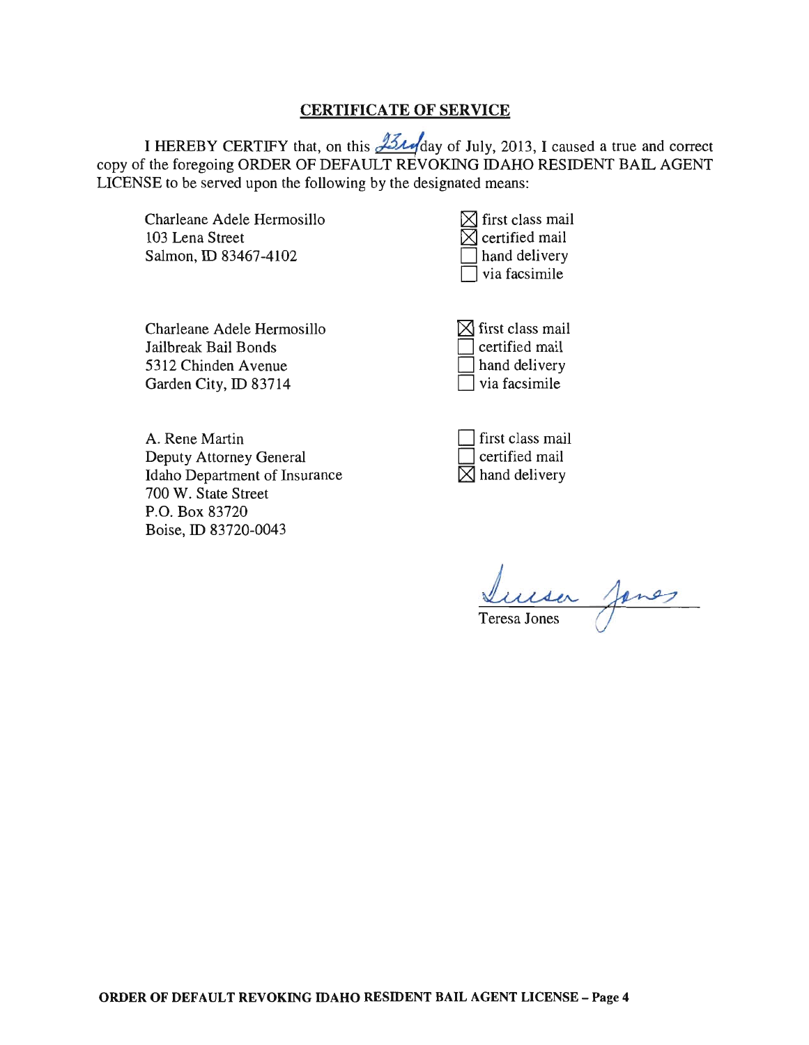## CERTIFICATE OF SERVICE

I HEREBY CERTIFY that, on this 23rd day of July, 2013, I caused a true and correct copy of the foregoing ORDER OF DEFAULT REVOKING IDAHO RESIDENT BAIL AGENT LICENSE to be served upon the following by the designated means:

Charleane Adele Hermosillo
103 Lena Street
Salmon, ID 83467-4102

- [x] first class mail
- [x] certified mail
- [ ] hand delivery
- [ ] via facsimile

Charleane Adele Hermosillo
Jailbreak Bail Bonds
5312 Chinden Avenue
Garden City, ID 83714

- [x] first class mail
- [ ] certified mail
- [ ] hand delivery
- [ ] via facsimile

A. Rene Martin
Deputy Attorney General
Idaho Department of Insurance
700 W. State Street
P.O. Box 83720
Boise, ID 83720-0043

- [ ] first class mail
- [ ] certified mail
- [x] hand delivery

Teresa Jones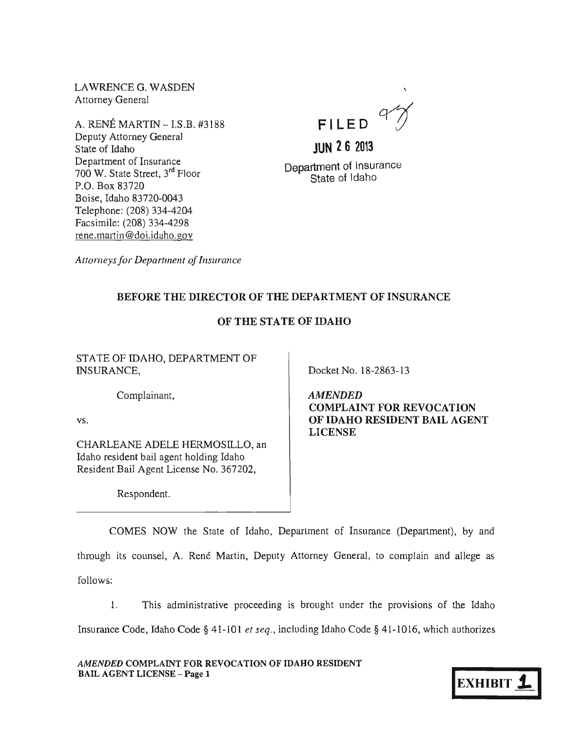LAWRENCE G. WASDEN
Attorney General

A. RENÉ MARTIN – I.S.B. #3188
Deputy Attorney General
State of Idaho
Department of Insurance
700 W. State Street, 3rd Floor
P.O. Box 83720
Boise, Idaho 83720-0043
Telephone: (208) 334-4204
Facsimile: (208) 334-4298
rene.martin@doi.idaho.gov

*Attorneys for Department of Insurance*

FILED
JUN 26 2013
Department of Insurance
State of Idaho

**BEFORE THE DIRECTOR OF THE DEPARTMENT OF INSURANCE**

**OF THE STATE OF IDAHO**

STATE OF IDAHO, DEPARTMENT OF INSURANCE,

Complainant,

vs.

CHARLEANE ADELE HERMOSILLO, an Idaho resident bail agent holding Idaho Resident Bail Agent License No. 367202,

Respondent.

Docket No. 18-2863-13

***AMENDED***
**COMPLAINT FOR REVOCATION OF IDAHO RESIDENT BAIL AGENT LICENSE**

COMES NOW the State of Idaho, Department of Insurance (Department), by and through its counsel, A. René Martin, Deputy Attorney General, to complain and allege as follows:

1. This administrative proceeding is brought under the provisions of the Idaho Insurance Code, Idaho Code § 41-101 *et seq.*, including Idaho Code § 41-1016, which authorizes

EXHIBIT 1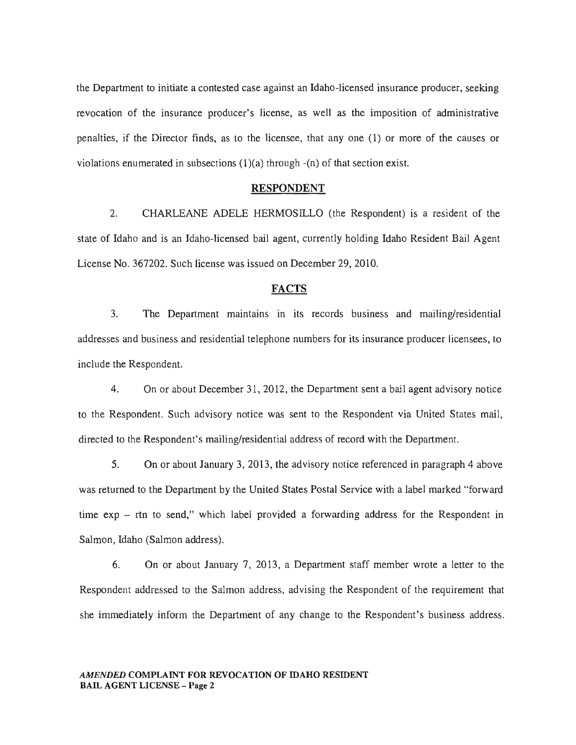the Department to initiate a contested case against an Idaho-licensed insurance producer, seeking revocation of the insurance producer's license, as well as the imposition of administrative penalties, if the Director finds, as to the licensee, that any one (1) or more of the causes or violations enumerated in subsections (1)(a) through -(n) of that section exist.

## RESPONDENT

2. CHARLEANE ADELE HERMOSILLO (the Respondent) is a resident of the state of Idaho and is an Idaho-licensed bail agent, currently holding Idaho Resident Bail Agent License No. 367202. Such license was issued on December 29, 2010.

## FACTS

3. The Department maintains in its records business and mailing/residential addresses and business and residential telephone numbers for its insurance producer licensees, to include the Respondent.

4. On or about December 31, 2012, the Department sent a bail agent advisory notice to the Respondent. Such advisory notice was sent to the Respondent via United States mail, directed to the Respondent's mailing/residential address of record with the Department.

5. On or about January 3, 2013, the advisory notice referenced in paragraph 4 above was returned to the Department by the United States Postal Service with a label marked "forward time exp – rtn to send," which label provided a forwarding address for the Respondent in Salmon, Idaho (Salmon address).

6. On or about January 7, 2013, a Department staff member wrote a letter to the Respondent addressed to the Salmon address, advising the Respondent of the requirement that she immediately inform the Department of any change to the Respondent's business address.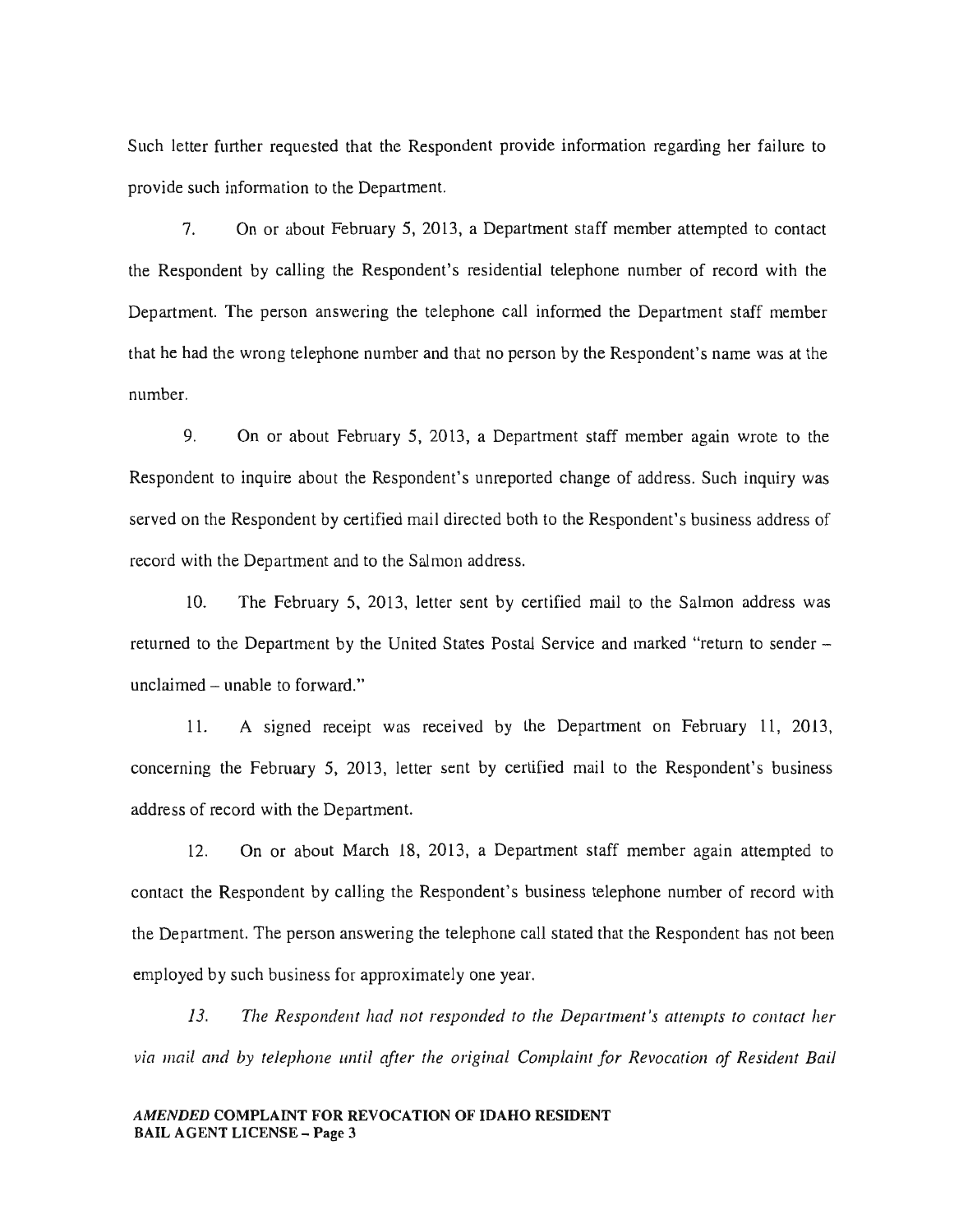Such letter further requested that the Respondent provide information regarding her failure to provide such information to the Department.

7. On or about February 5, 2013, a Department staff member attempted to contact the Respondent by calling the Respondent's residential telephone number of record with the Department. The person answering the telephone call informed the Department staff member that he had the wrong telephone number and that no person by the Respondent's name was at the number.

9. On or about February 5, 2013, a Department staff member again wrote to the Respondent to inquire about the Respondent's unreported change of address. Such inquiry was served on the Respondent by certified mail directed both to the Respondent's business address of record with the Department and to the Salmon address.

10. The February 5, 2013, letter sent by certified mail to the Salmon address was returned to the Department by the United States Postal Service and marked "return to sender – unclaimed – unable to forward."

11. A signed receipt was received by the Department on February 11, 2013, concerning the February 5, 2013, letter sent by certified mail to the Respondent's business address of record with the Department.

12. On or about March 18, 2013, a Department staff member again attempted to contact the Respondent by calling the Respondent's business telephone number of record with the Department. The person answering the telephone call stated that the Respondent has not been employed by such business for approximately one year.

*13. The Respondent had not responded to the Department's attempts to contact her via mail and by telephone until after the original Complaint for Revocation of Resident Bail*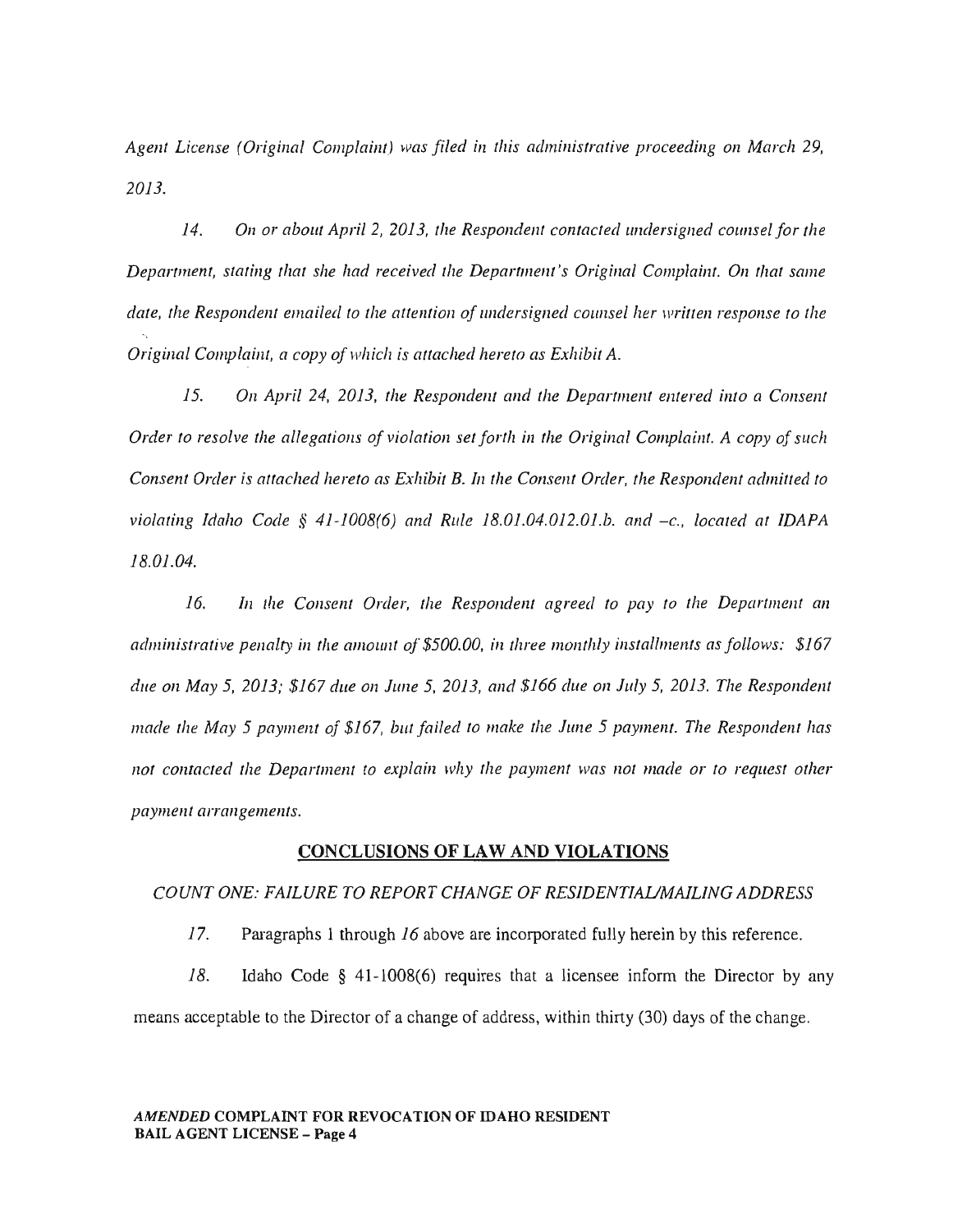*Agent License (Original Complaint) was filed in this administrative proceeding on March 29, 2013.*

*14. On or about April 2, 2013, the Respondent contacted undersigned counsel for the Department, stating that she had received the Department's Original Complaint. On that same date, the Respondent emailed to the attention of undersigned counsel her written response to the Original Complaint, a copy of which is attached hereto as Exhibit A.*

*15. On April 24, 2013, the Respondent and the Department entered into a Consent Order to resolve the allegations of violation set forth in the Original Complaint. A copy of such Consent Order is attached hereto as Exhibit B. In the Consent Order, the Respondent admitted to violating Idaho Code § 41-1008(6) and Rule 18.01.04.012.01.b. and –c., located at IDAPA 18.01.04.*

*16. In the Consent Order, the Respondent agreed to pay to the Department an administrative penalty in the amount of $500.00, in three monthly installments as follows: $167 due on May 5, 2013; $167 due on June 5, 2013, and $166 due on July 5, 2013. The Respondent made the May 5 payment of $167, but failed to make the June 5 payment. The Respondent has not contacted the Department to explain why the payment was not made or to request other payment arrangements.*

## CONCLUSIONS OF LAW AND VIOLATIONS

*COUNT ONE: FAILURE TO REPORT CHANGE OF RESIDENTIAL/MAILING ADDRESS*

*17.* Paragraphs 1 through *16* above are incorporated fully herein by this reference.

*18.* Idaho Code § 41-1008(6) requires that a licensee inform the Director by any means acceptable to the Director of a change of address, within thirty (30) days of the change.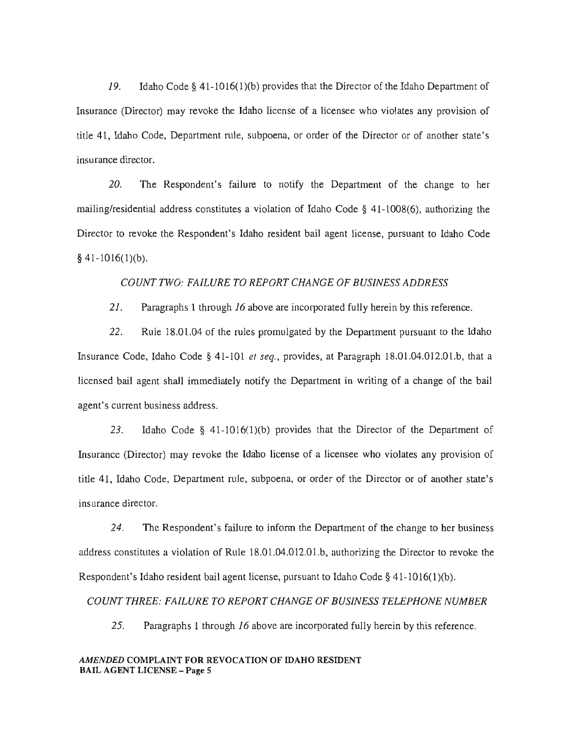*19.* Idaho Code § 41-1016(1)(b) provides that the Director of the Idaho Department of Insurance (Director) may revoke the Idaho license of a licensee who violates any provision of title 41, Idaho Code, Department rule, subpoena, or order of the Director or of another state's insurance director.

*20.* The Respondent's failure to notify the Department of the change to her mailing/residential address constitutes a violation of Idaho Code § 41-1008(6), authorizing the Director to revoke the Respondent's Idaho resident bail agent license, pursuant to Idaho Code § 41-1016(1)(b).

*COUNT TWO: FAILURE TO REPORT CHANGE OF BUSINESS ADDRESS*

*21.* Paragraphs 1 through *16* above are incorporated fully herein by this reference.

*22.* Rule 18.01.04 of the rules promulgated by the Department pursuant to the Idaho Insurance Code, Idaho Code § 41-101 *et seq.*, provides, at Paragraph 18.01.04.012.01.b, that a licensed bail agent shall immediately notify the Department in writing of a change of the bail agent's current business address.

*23.* Idaho Code § 41-1016(1)(b) provides that the Director of the Department of Insurance (Director) may revoke the Idaho license of a licensee who violates any provision of title 41, Idaho Code, Department rule, subpoena, or order of the Director or of another state's insurance director.

*24.* The Respondent's failure to inform the Department of the change to her business address constitutes a violation of Rule 18.01.04.012.01.b, authorizing the Director to revoke the Respondent's Idaho resident bail agent license, pursuant to Idaho Code § 41-1016(1)(b).

*COUNT THREE: FAILURE TO REPORT CHANGE OF BUSINESS TELEPHONE NUMBER*

*25.* Paragraphs 1 through *16* above are incorporated fully herein by this reference.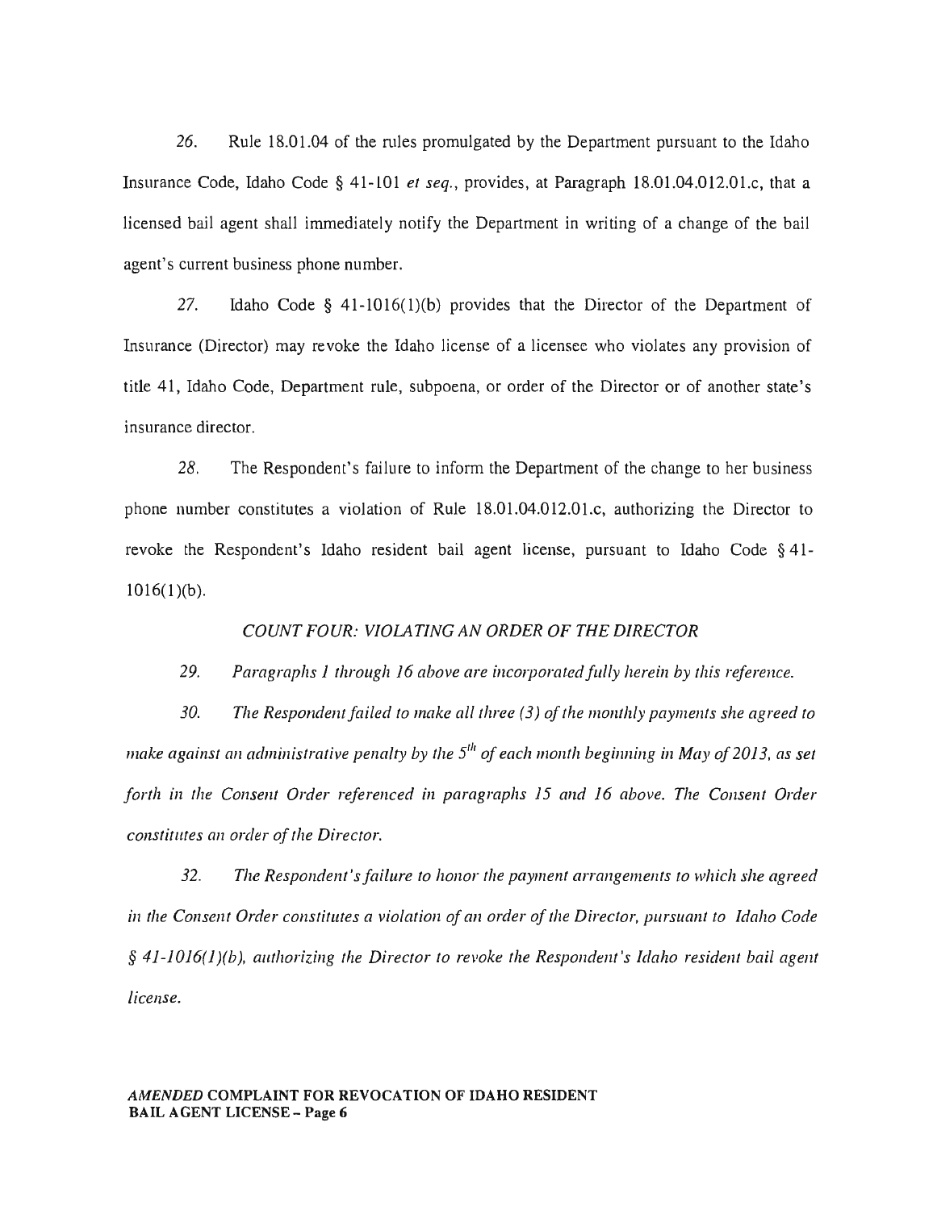26. Rule 18.01.04 of the rules promulgated by the Department pursuant to the Idaho Insurance Code, Idaho Code § 41-101 *et seq.*, provides, at Paragraph 18.01.04.012.01.c, that a licensed bail agent shall immediately notify the Department in writing of a change of the bail agent's current business phone number.

27. Idaho Code § 41-1016(1)(b) provides that the Director of the Department of Insurance (Director) may revoke the Idaho license of a licensee who violates any provision of title 41, Idaho Code, Department rule, subpoena, or order of the Director or of another state's insurance director.

28. The Respondent's failure to inform the Department of the change to her business phone number constitutes a violation of Rule 18.01.04.012.01.c, authorizing the Director to revoke the Respondent's Idaho resident bail agent license, pursuant to Idaho Code § 41-1016(1)(b).

*COUNT FOUR: VIOLATING AN ORDER OF THE DIRECTOR*

*29. Paragraphs 1 through 16 above are incorporated fully herein by this reference.*

*30. The Respondent failed to make all three (3) of the monthly payments she agreed to make against an administrative penalty by the 5th of each month beginning in May of 2013, as set forth in the Consent Order referenced in paragraphs 15 and 16 above. The Consent Order constitutes an order of the Director.*

*32. The Respondent's failure to honor the payment arrangements to which she agreed in the Consent Order constitutes a violation of an order of the Director, pursuant to Idaho Code § 41-1016(1)(b), authorizing the Director to revoke the Respondent's Idaho resident bail agent license.*

***AMENDED* COMPLAINT FOR REVOCATION OF IDAHO RESIDENT BAIL AGENT LICENSE – Page 6**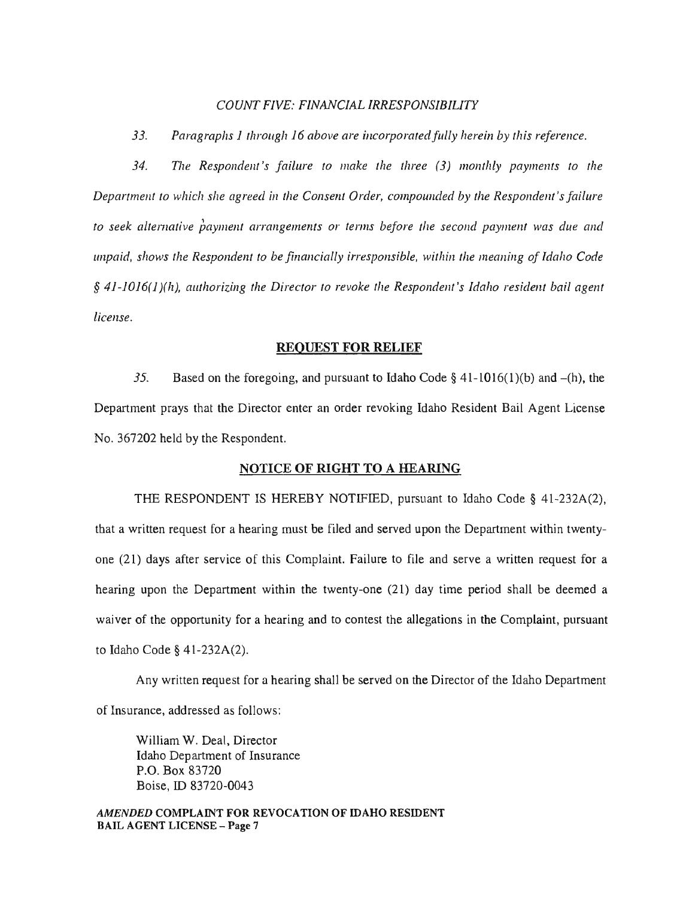*COUNT FIVE: FINANCIAL IRRESPONSIBILITY*

*33. Paragraphs 1 through 16 above are incorporated fully herein by this reference.*

*34. The Respondent's failure to make the three (3) monthly payments to the Department to which she agreed in the Consent Order, compounded by the Respondent's failure to seek alternative payment arrangements or terms before the second payment was due and unpaid, shows the Respondent to be financially irresponsible, within the meaning of Idaho Code § 41-1016(1)(h), authorizing the Director to revoke the Respondent's Idaho resident bail agent license.*

## REQUEST FOR RELIEF

*35.* Based on the foregoing, and pursuant to Idaho Code § 41-1016(1)(b) and –(h), the Department prays that the Director enter an order revoking Idaho Resident Bail Agent License No. 367202 held by the Respondent.

## NOTICE OF RIGHT TO A HEARING

THE RESPONDENT IS HEREBY NOTIFIED, pursuant to Idaho Code § 41-232A(2), that a written request for a hearing must be filed and served upon the Department within twenty-one (21) days after service of this Complaint. Failure to file and serve a written request for a hearing upon the Department within the twenty-one (21) day time period shall be deemed a waiver of the opportunity for a hearing and to contest the allegations in the Complaint, pursuant to Idaho Code § 41-232A(2).

Any written request for a hearing shall be served on the Director of the Idaho Department of Insurance, addressed as follows:

William W. Deal, Director
Idaho Department of Insurance
P.O. Box 83720
Boise, ID 83720-0043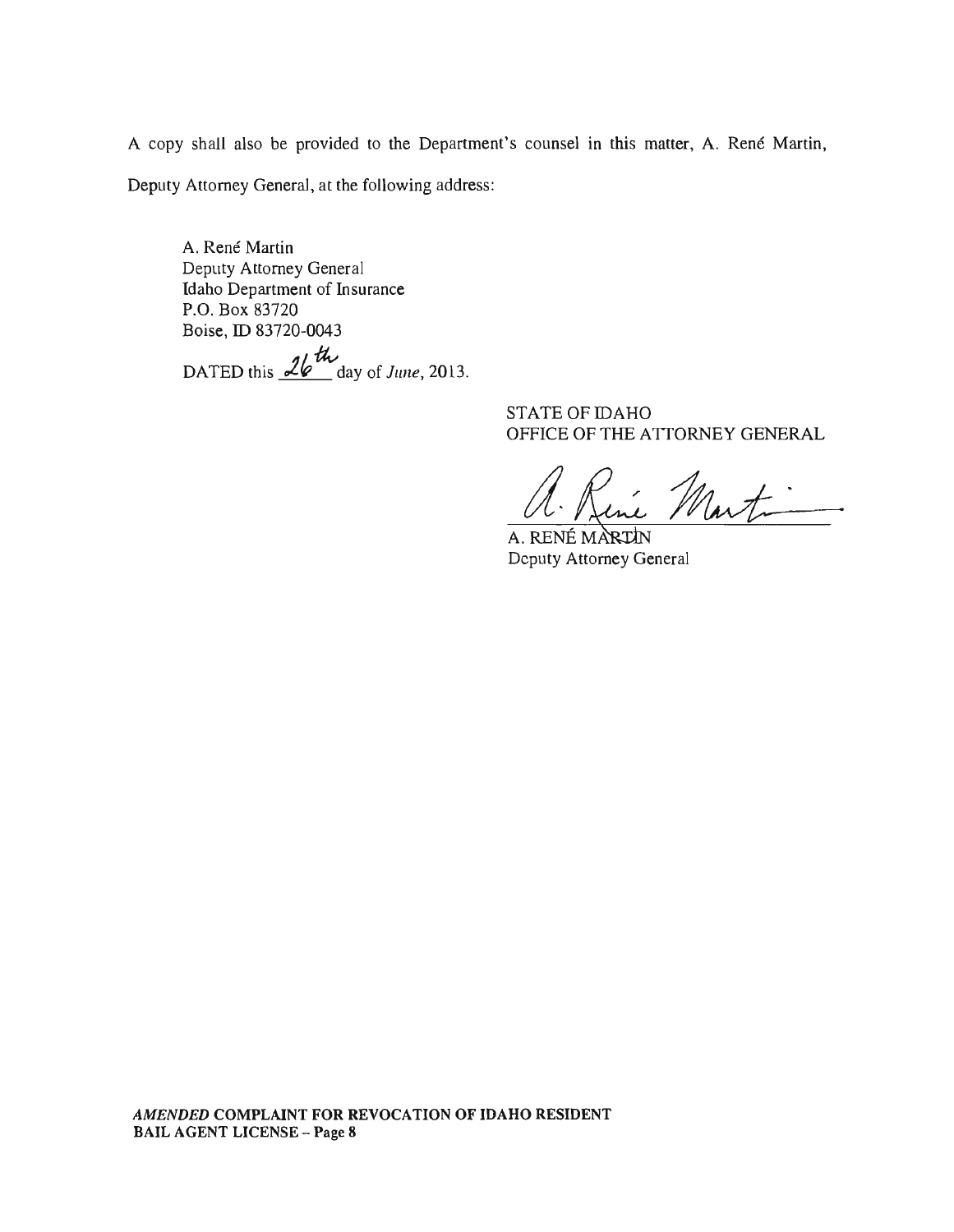A copy shall also be provided to the Department's counsel in this matter, A. René Martin, Deputy Attorney General, at the following address:

A. René Martin
Deputy Attorney General
Idaho Department of Insurance
P.O. Box 83720
Boise, ID 83720-0043

DATED this 26th day of *June*, 2013.

STATE OF IDAHO
OFFICE OF THE ATTORNEY GENERAL

A. René Martin

A. RENÉ MARTIN
Deputy Attorney General

***AMENDED*** **COMPLAINT FOR REVOCATION OF IDAHO RESIDENT BAIL AGENT LICENSE – Page 8**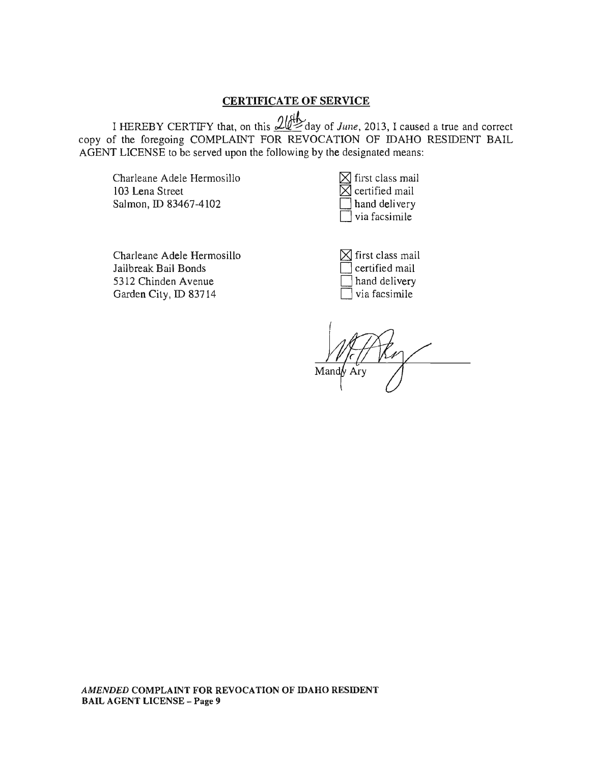## CERTIFICATE OF SERVICE

I HEREBY CERTIFY that, on this 26th day of *June*, 2013, I caused a true and correct copy of the foregoing COMPLAINT FOR REVOCATION OF IDAHO RESIDENT BAIL AGENT LICENSE to be served upon the following by the designated means:

Charleane Adele Hermosillo
103 Lena Street
Salmon, ID 83467-4102

☒ first class mail
☒ certified mail
☐ hand delivery
☐ via facsimile

Charleane Adele Hermosillo
Jailbreak Bail Bonds
5312 Chinden Avenue
Garden City, ID 83714

☒ first class mail
☐ certified mail
☐ hand delivery
☐ via facsimile

Mandy Ary

*AMENDED* **COMPLAINT FOR REVOCATION OF IDAHO RESIDENT BAIL AGENT LICENSE – Page 9**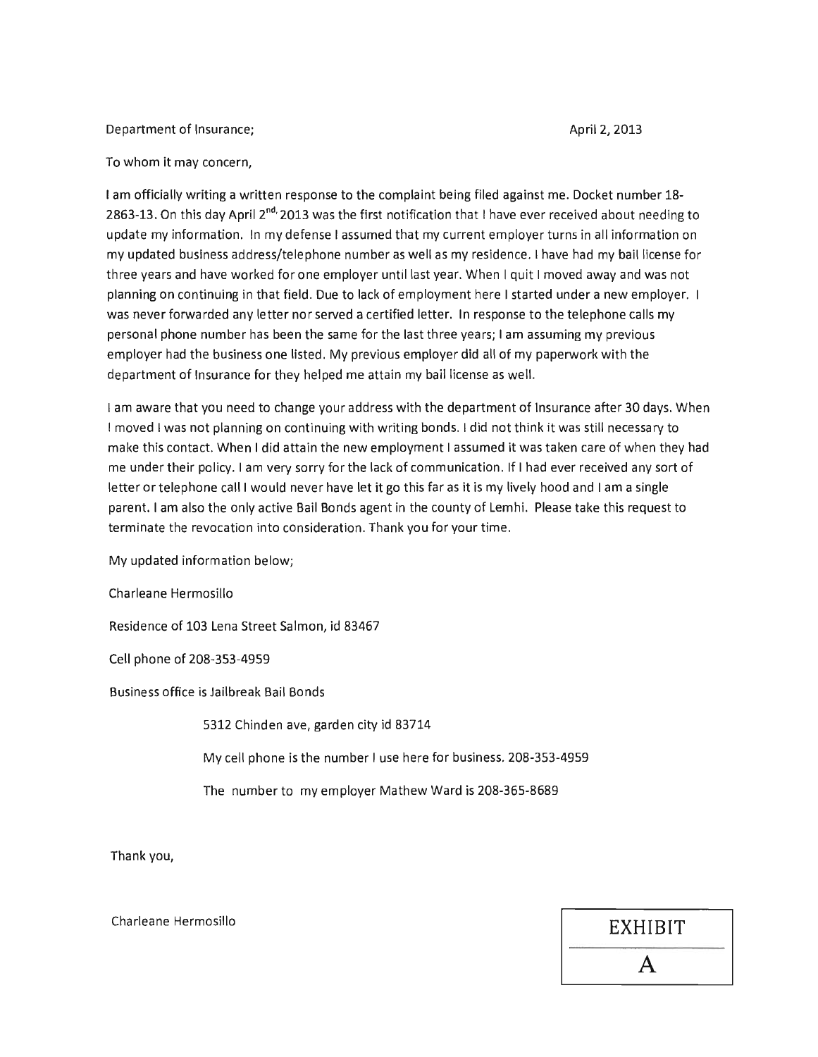Department of Insurance; April 2, 2013

To whom it may concern,

I am officially writing a written response to the complaint being filed against me. Docket number 18-2863-13. On this day April 2nd, 2013 was the first notification that I have ever received about needing to update my information. In my defense I assumed that my current employer turns in all information on my updated business address/telephone number as well as my residence. I have had my bail license for three years and have worked for one employer until last year. When I quit I moved away and was not planning on continuing in that field. Due to lack of employment here I started under a new employer. I was never forwarded any letter nor served a certified letter. In response to the telephone calls my personal phone number has been the same for the last three years; I am assuming my previous employer had the business one listed. My previous employer did all of my paperwork with the department of Insurance for they helped me attain my bail license as well.

I am aware that you need to change your address with the department of Insurance after 30 days. When I moved I was not planning on continuing with writing bonds. I did not think it was still necessary to make this contact. When I did attain the new employment I assumed it was taken care of when they had me under their policy. I am very sorry for the lack of communication. If I had ever received any sort of letter or telephone call I would never have let it go this far as it is my lively hood and I am a single parent. I am also the only active Bail Bonds agent in the county of Lemhi. Please take this request to terminate the revocation into consideration. Thank you for your time.

My updated information below;

Charleane Hermosillo

Residence of 103 Lena Street Salmon, id 83467

Cell phone of 208-353-4959

Business office is Jailbreak Bail Bonds

5312 Chinden ave, garden city id 83714

My cell phone is the number I use here for business. 208-353-4959

The number to my employer Mathew Ward is 208-365-8689

Thank you,

Charleane Hermosillo

EXHIBIT

A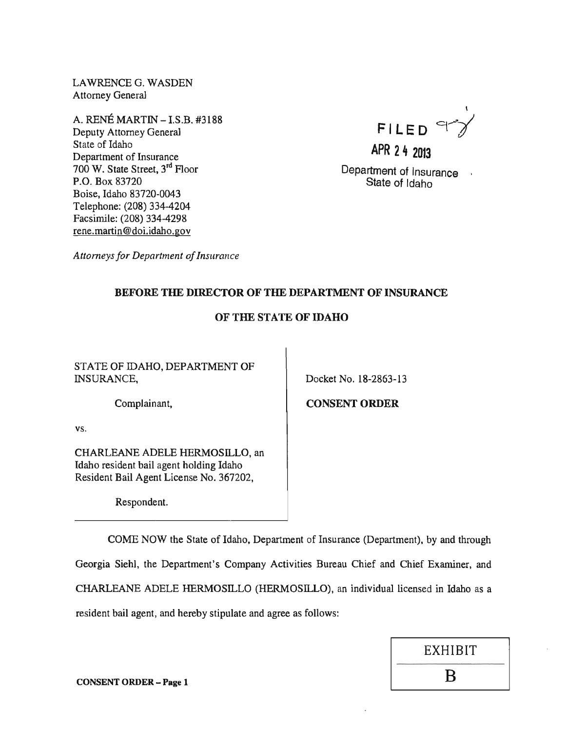LAWRENCE G. WASDEN
Attorney General

A. RENÉ MARTIN – I.S.B. #3188
Deputy Attorney General
State of Idaho
Department of Insurance
700 W. State Street, 3rd Floor
P.O. Box 83720
Boise, Idaho 83720-0043
Telephone: (208) 334-4204
Facsimile: (208) 334-4298
rene.martin@doi.idaho.gov

FILED
APR 24 2013
Department of Insurance
State of Idaho

*Attorneys for Department of Insurance*

**BEFORE THE DIRECTOR OF THE DEPARTMENT OF INSURANCE**

**OF THE STATE OF IDAHO**

STATE OF IDAHO, DEPARTMENT OF INSURANCE,

Complainant,

vs.

CHARLEANE ADELE HERMOSILLO, an Idaho resident bail agent holding Idaho Resident Bail Agent License No. 367202,

Respondent.

Docket No. 18-2863-13

**CONSENT ORDER**

COME NOW the State of Idaho, Department of Insurance (Department), by and through Georgia Siehl, the Department's Company Activities Bureau Chief and Chief Examiner, and CHARLEANE ADELE HERMOSILLO (HERMOSILLO), an individual licensed in Idaho as a resident bail agent, and hereby stipulate and agree as follows:

EXHIBIT B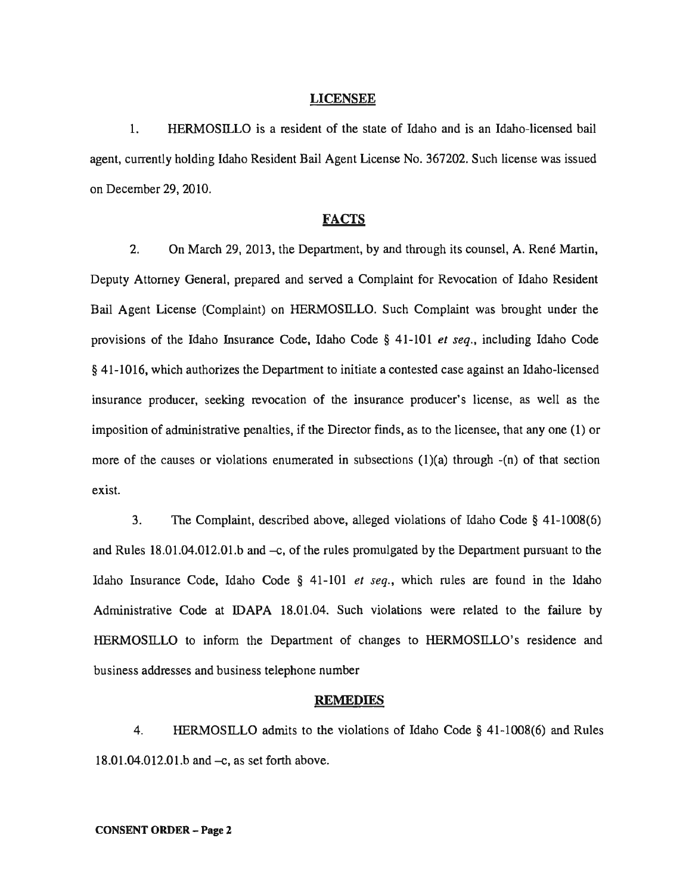## LICENSEE

1. HERMOSILLO is a resident of the state of Idaho and is an Idaho-licensed bail agent, currently holding Idaho Resident Bail Agent License No. 367202. Such license was issued on December 29, 2010.

## FACTS

2. On March 29, 2013, the Department, by and through its counsel, A. René Martin, Deputy Attorney General, prepared and served a Complaint for Revocation of Idaho Resident Bail Agent License (Complaint) on HERMOSILLO. Such Complaint was brought under the provisions of the Idaho Insurance Code, Idaho Code § 41-101 *et seq.*, including Idaho Code § 41-1016, which authorizes the Department to initiate a contested case against an Idaho-licensed insurance producer, seeking revocation of the insurance producer's license, as well as the imposition of administrative penalties, if the Director finds, as to the licensee, that any one (1) or more of the causes or violations enumerated in subsections (1)(a) through -(n) of that section exist.

3. The Complaint, described above, alleged violations of Idaho Code § 41-1008(6) and Rules 18.01.04.012.01.b and –c, of the rules promulgated by the Department pursuant to the Idaho Insurance Code, Idaho Code § 41-101 *et seq.*, which rules are found in the Idaho Administrative Code at IDAPA 18.01.04. Such violations were related to the failure by HERMOSILLO to inform the Department of changes to HERMOSILLO's residence and business addresses and business telephone number

## REMEDIES

4. HERMOSILLO admits to the violations of Idaho Code § 41-1008(6) and Rules 18.01.04.012.01.b and –c, as set forth above.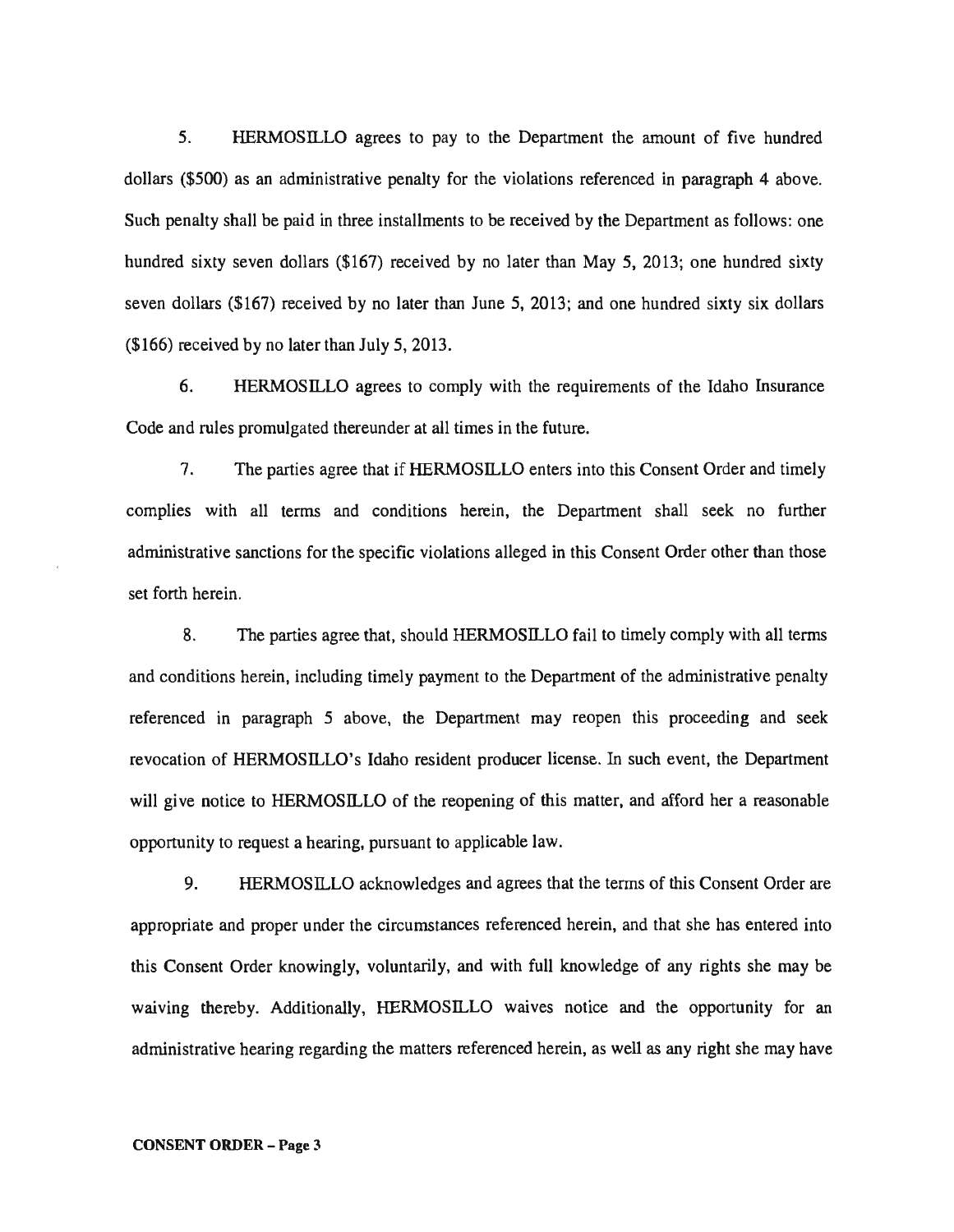5. HERMOSILLO agrees to pay to the Department the amount of five hundred dollars ($500) as an administrative penalty for the violations referenced in paragraph 4 above. Such penalty shall be paid in three installments to be received by the Department as follows: one hundred sixty seven dollars ($167) received by no later than May 5, 2013; one hundred sixty seven dollars ($167) received by no later than June 5, 2013; and one hundred sixty six dollars ($166) received by no later than July 5, 2013.

6. HERMOSILLO agrees to comply with the requirements of the Idaho Insurance Code and rules promulgated thereunder at all times in the future.

7. The parties agree that if HERMOSILLO enters into this Consent Order and timely complies with all terms and conditions herein, the Department shall seek no further administrative sanctions for the specific violations alleged in this Consent Order other than those set forth herein.

8. The parties agree that, should HERMOSILLO fail to timely comply with all terms and conditions herein, including timely payment to the Department of the administrative penalty referenced in paragraph 5 above, the Department may reopen this proceeding and seek revocation of HERMOSILLO's Idaho resident producer license. In such event, the Department will give notice to HERMOSILLO of the reopening of this matter, and afford her a reasonable opportunity to request a hearing, pursuant to applicable law.

9. HERMOSILLO acknowledges and agrees that the terms of this Consent Order are appropriate and proper under the circumstances referenced herein, and that she has entered into this Consent Order knowingly, voluntarily, and with full knowledge of any rights she may be waiving thereby. Additionally, HERMOSILLO waives notice and the opportunity for an administrative hearing regarding the matters referenced herein, as well as any right she may have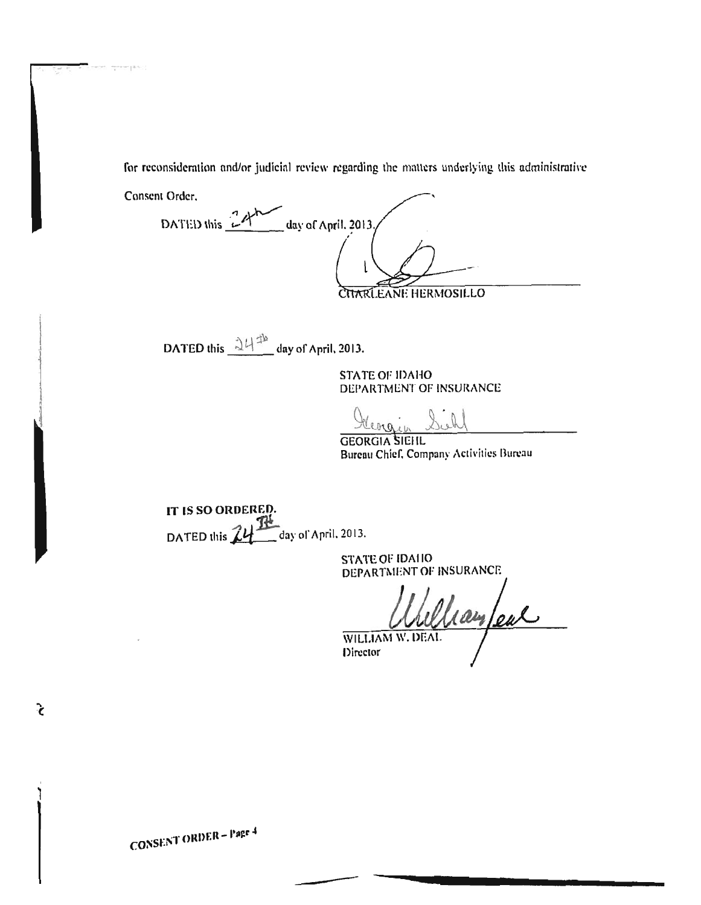for reconsideration and/or judicial review regarding the matters underlying this administrative Consent Order.

DATED this 24th day of April, 2013.

CHARLEANE HERMOSILLO

DATED this 24th day of April, 2013.

STATE OF IDAHO
DEPARTMENT OF INSURANCE

GEORGIA SIEHL
Bureau Chief, Company Activities Bureau

**IT IS SO ORDERED.**

DATED this 24TH day of April, 2013.

STATE OF IDAHO
DEPARTMENT OF INSURANCE

WILLIAM W. DEAL
Director

CONSENT ORDER – Page 4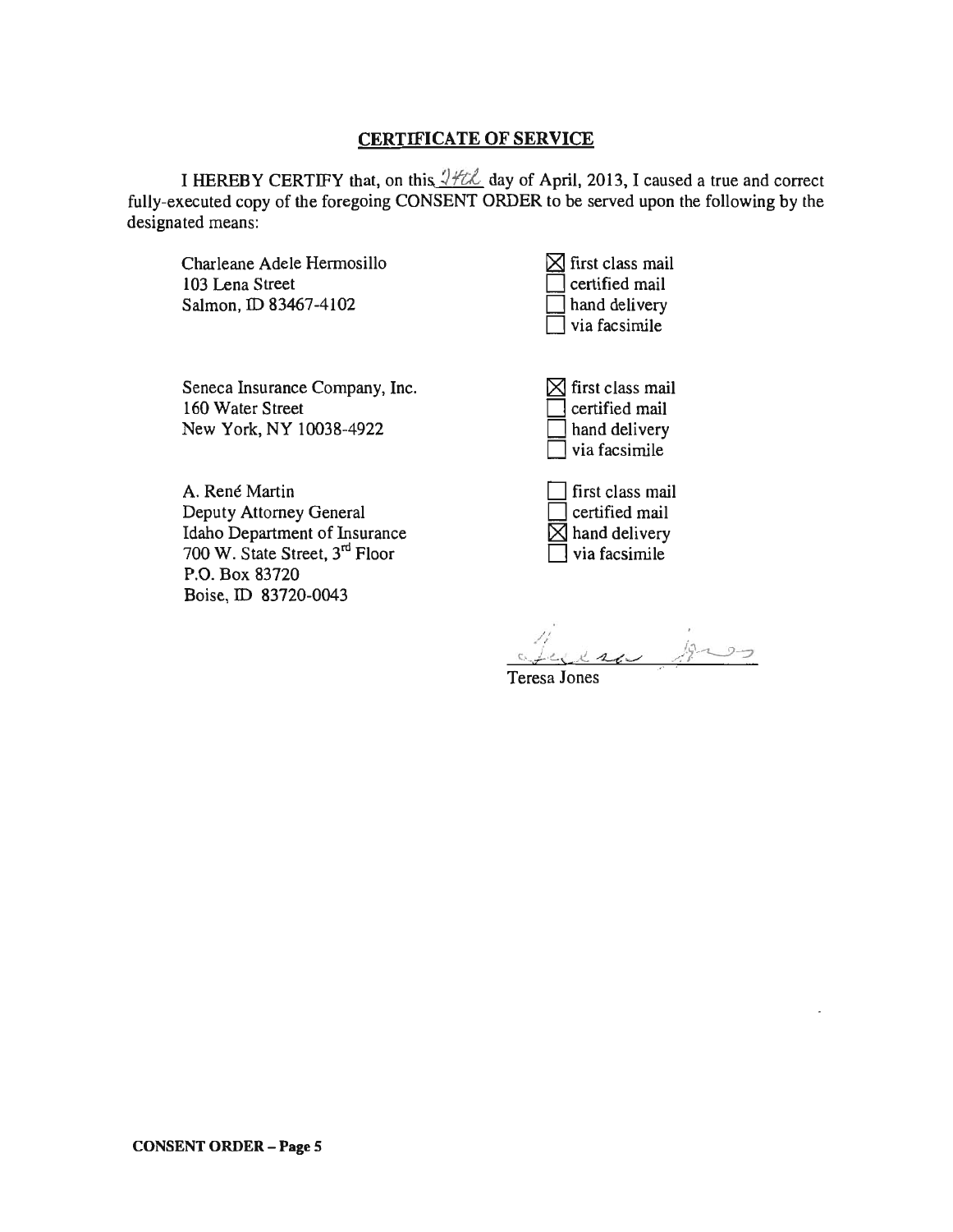## CERTIFICATE OF SERVICE

I HEREBY CERTIFY that, on this 24th day of April, 2013, I caused a true and correct fully-executed copy of the foregoing CONSENT ORDER to be served upon the following by the designated means:

Charleane Adele Hermosillo
103 Lena Street
Salmon, ID 83467-4102

- [x] first class mail
- [ ] certified mail
- [ ] hand delivery
- [ ] via facsimile

Seneca Insurance Company, Inc.
160 Water Street
New York, NY 10038-4922

- [x] first class mail
- [ ] certified mail
- [ ] hand delivery
- [ ] via facsimile

A. René Martin
Deputy Attorney General
Idaho Department of Insurance
700 W. State Street, 3rd Floor
P.O. Box 83720
Boise, ID 83720-0043

- [ ] first class mail
- [ ] certified mail
- [x] hand delivery
- [ ] via facsimile

Teresa Jones

**CONSENT ORDER – Page 5**